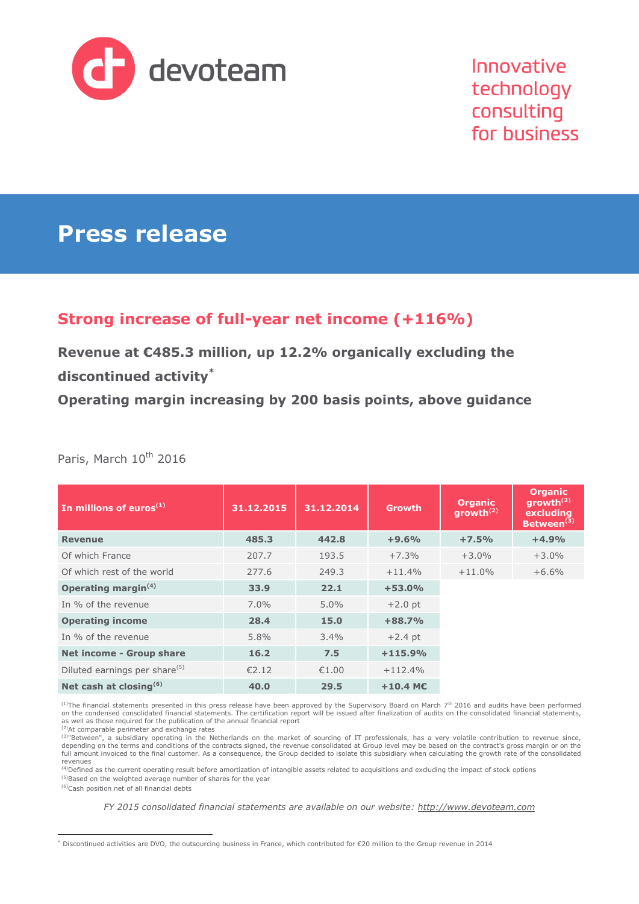devoteam

Innovative technology consulting for business

# Press release

## Strong increase of full-year net income (+116%)

### Revenue at €485.3 million, up 12.2% organically excluding the discontinued activity*

### Operating margin increasing by 200 basis points, above guidance

Paris, March 10th 2016

| In millions of euros[1] | 31.12.2015 | 31.12.2014 | Growth | Organic growth[2] | Organic growth[2] excluding Between[3] |
|---|---|---|---|---|---|
| **Revenue** | **485.3** | **442.8** | **+9.6%** | **+7.5%** | **+4.9%** |
| Of which France | 207.7 | 193.5 | +7.3% | +3.0% | +3.0% |
| Of which rest of the world | 277.6 | 249.3 | +11.4% | +11.0% | +6.6% |
| **Operating margin[4]** | **33.9** | **22.1** | **+53.0%** | | |
| In % of the revenue | 7.0% | 5.0% | +2.0 pt | | |
| **Operating income** | **28.4** | **15.0** | **+88.7%** | | |
| In % of the revenue | 5.8% | 3.4% | +2.4 pt | | |
| **Net income - Group share** | **16.2** | **7.5** | **+115.9%** | | |
| Diluted earnings per share[5] | €2.12 | €1.00 | +112.4% | | |
| **Net cash at closing[6]** | **40.0** | **29.5** | **+10.4 M€** | | |

[1]The financial statements presented in this press release have been approved by the Supervisory Board on March 7th 2016 and audits have been performed on the condensed consolidated financial statements. The certification report will be issued after finalization of audits on the consolidated financial statements, as well as those required for the publication of the annual financial report

[2]At comparable perimeter and exchange rates

[3]"Between", a subsidiary operating in the Netherlands on the market of sourcing of IT professionals, has a very volatile contribution to revenue since, depending on the terms and conditions of the contracts signed, the revenue consolidated at Group level may be based on the contract's gross margin or on the full amount invoiced to the final customer. As a consequence, the Group decided to isolate this subsidiary when calculating the growth rate of the consolidated revenues

[4]Defined as the current operating result before amortization of intangible assets related to acquisitions and excluding the impact of stock options

[5]Based on the weighted average number of shares for the year

[6]Cash position net of all financial debts

*FY 2015 consolidated financial statements are available on our website: http://www.devoteam.com*

* Discontinued activities are DVO, the outsourcing business in France, which contributed for €20 million to the Group revenue in 2014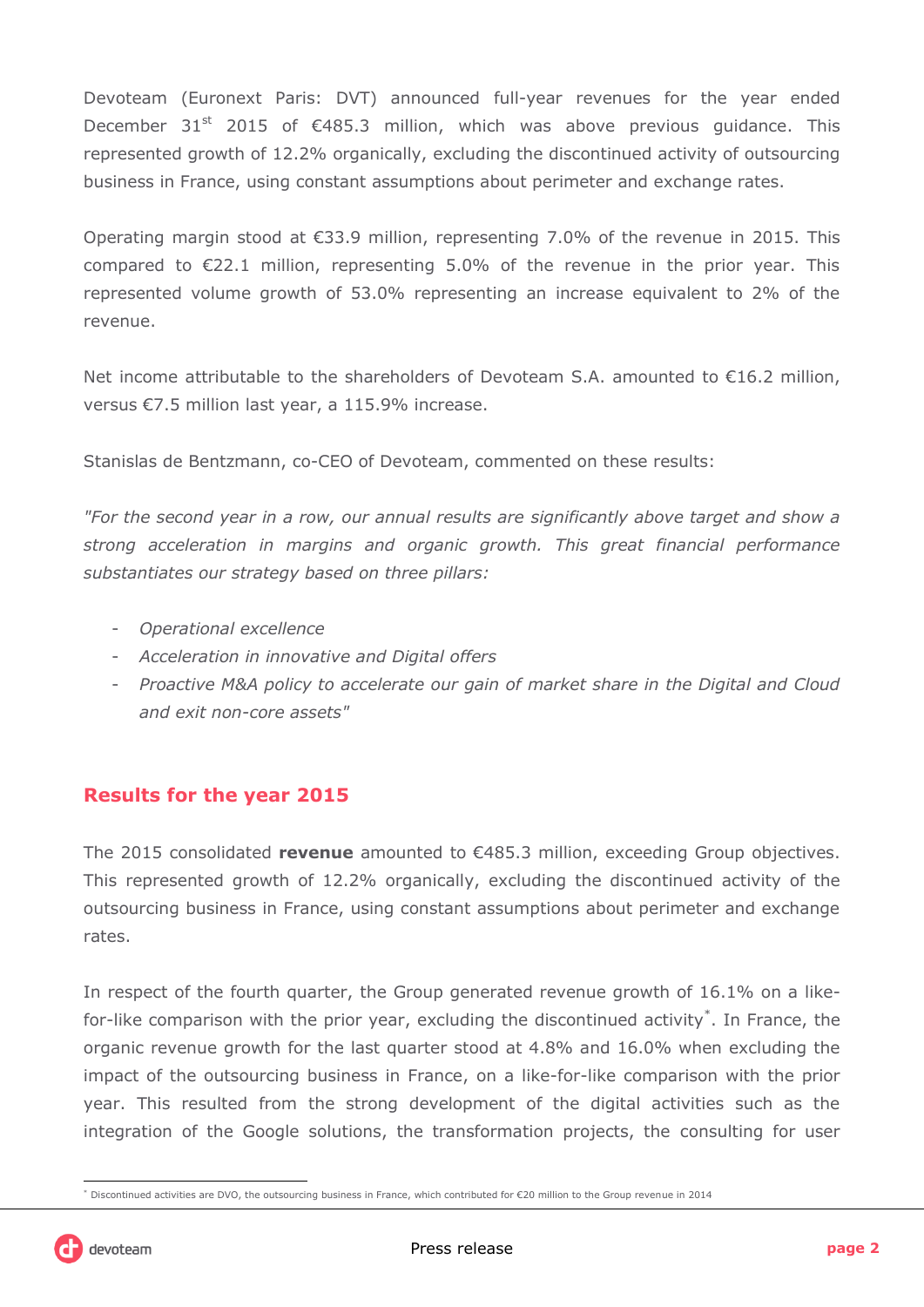Devoteam (Euronext Paris: DVT) announced full-year revenues for the year ended December 31st 2015 of €485.3 million, which was above previous guidance. This represented growth of 12.2% organically, excluding the discontinued activity of outsourcing business in France, using constant assumptions about perimeter and exchange rates.

Operating margin stood at €33.9 million, representing 7.0% of the revenue in 2015. This compared to €22.1 million, representing 5.0% of the revenue in the prior year. This represented volume growth of 53.0% representing an increase equivalent to 2% of the revenue.

Net income attributable to the shareholders of Devoteam S.A. amounted to €16.2 million, versus €7.5 million last year, a 115.9% increase.

Stanislas de Bentzmann, co-CEO of Devoteam, commented on these results:

*"For the second year in a row, our annual results are significantly above target and show a strong acceleration in margins and organic growth. This great financial performance substantiates our strategy based on three pillars:*

- *Operational excellence*
- *Acceleration in innovative and Digital offers*
- *Proactive M&A policy to accelerate our gain of market share in the Digital and Cloud and exit non-core assets"*

## Results for the year 2015

The 2015 consolidated **revenue** amounted to €485.3 million, exceeding Group objectives. This represented growth of 12.2% organically, excluding the discontinued activity of the outsourcing business in France, using constant assumptions about perimeter and exchange rates.

In respect of the fourth quarter, the Group generated revenue growth of 16.1% on a like-for-like comparison with the prior year, excluding the discontinued activity*. In France, the organic revenue growth for the last quarter stood at 4.8% and 16.0% when excluding the impact of the outsourcing business in France, on a like-for-like comparison with the prior year. This resulted from the strong development of the digital activities such as the integration of the Google solutions, the transformation projects, the consulting for user

* Discontinued activities are DVO, the outsourcing business in France, which contributed for €20 million to the Group revenue in 2014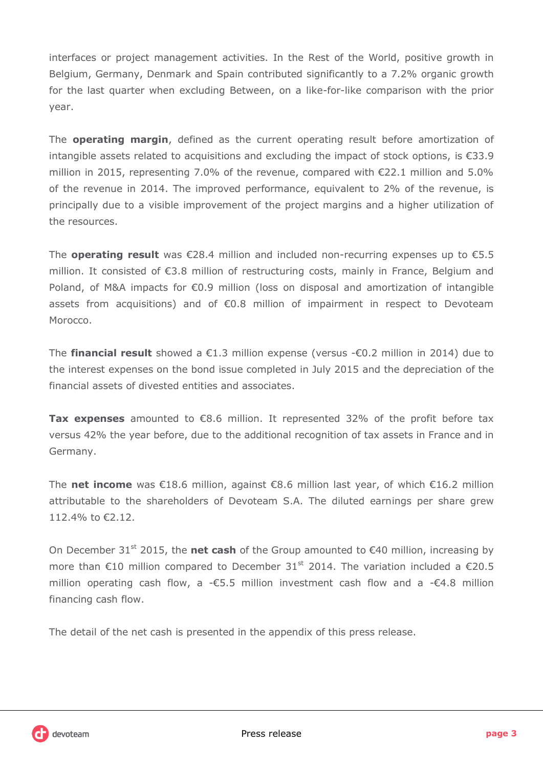interfaces or project management activities. In the Rest of the World, positive growth in Belgium, Germany, Denmark and Spain contributed significantly to a 7.2% organic growth for the last quarter when excluding Between, on a like-for-like comparison with the prior year.

The **operating margin**, defined as the current operating result before amortization of intangible assets related to acquisitions and excluding the impact of stock options, is €33.9 million in 2015, representing 7.0% of the revenue, compared with €22.1 million and 5.0% of the revenue in 2014. The improved performance, equivalent to 2% of the revenue, is principally due to a visible improvement of the project margins and a higher utilization of the resources.

The **operating result** was €28.4 million and included non-recurring expenses up to €5.5 million. It consisted of €3.8 million of restructuring costs, mainly in France, Belgium and Poland, of M&A impacts for €0.9 million (loss on disposal and amortization of intangible assets from acquisitions) and of €0.8 million of impairment in respect to Devoteam Morocco.

The **financial result** showed a €1.3 million expense (versus -€0.2 million in 2014) due to the interest expenses on the bond issue completed in July 2015 and the depreciation of the financial assets of divested entities and associates.

**Tax expenses** amounted to €8.6 million. It represented 32% of the profit before tax versus 42% the year before, due to the additional recognition of tax assets in France and in Germany.

The **net income** was €18.6 million, against €8.6 million last year, of which €16.2 million attributable to the shareholders of Devoteam S.A. The diluted earnings per share grew 112.4% to €2.12.

On December 31st 2015, the **net cash** of the Group amounted to €40 million, increasing by more than €10 million compared to December 31st 2014. The variation included a €20.5 million operating cash flow, a -€5.5 million investment cash flow and a -€4.8 million financing cash flow.

The detail of the net cash is presented in the appendix of this press release.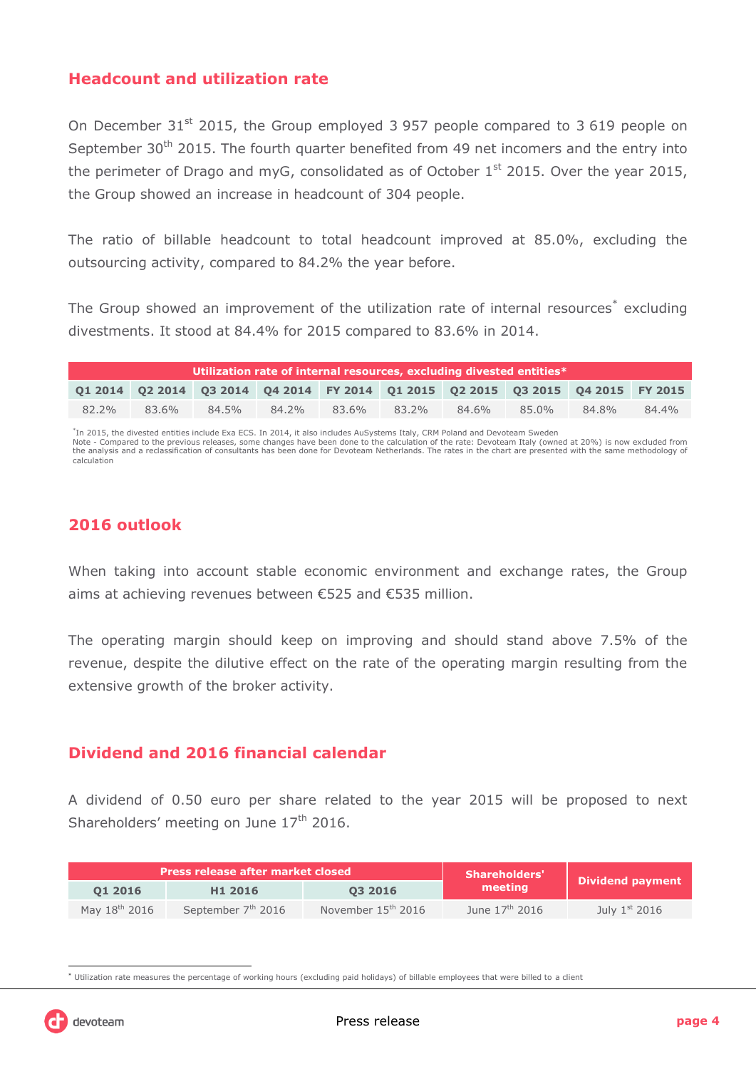## Headcount and utilization rate

On December 31st 2015, the Group employed 3 957 people compared to 3 619 people on September 30th 2015. The fourth quarter benefited from 49 net incomers and the entry into the perimeter of Drago and myG, consolidated as of October 1st 2015. Over the year 2015, the Group showed an increase in headcount of 304 people.

The ratio of billable headcount to total headcount improved at 85.0%, excluding the outsourcing activity, compared to 84.2% the year before.

The Group showed an improvement of the utilization rate of internal resources* excluding divestments. It stood at 84.4% for 2015 compared to 83.6% in 2014.

| Utilization rate of internal resources, excluding divested entities* | | | | | | | | | |
|---|---|---|---|---|---|---|---|---|---|
| Q1 2014 | Q2 2014 | Q3 2014 | Q4 2014 | FY 2014 | Q1 2015 | Q2 2015 | Q3 2015 | Q4 2015 | FY 2015 |
| 82.2% | 83.6% | 84.5% | 84.2% | 83.6% | 83.2% | 84.6% | 85.0% | 84.8% | 84.4% |

*In 2015, the divested entities include Exa ECS. In 2014, it also includes AuSystems Italy, CRM Poland and Devoteam Sweden
Note - Compared to the previous releases, some changes have been done to the calculation of the rate: Devoteam Italy (owned at 20%) is now excluded from the analysis and a reclassification of consultants has been done for Devoteam Netherlands. The rates in the chart are presented with the same methodology of calculation

## 2016 outlook

When taking into account stable economic environment and exchange rates, the Group aims at achieving revenues between €525 and €535 million.

The operating margin should keep on improving and should stand above 7.5% of the revenue, despite the dilutive effect on the rate of the operating margin resulting from the extensive growth of the broker activity.

## Dividend and 2016 financial calendar

A dividend of 0.50 euro per share related to the year 2015 will be proposed to next Shareholders' meeting on June 17th 2016.

| Press release after market closed | | | Shareholders' meeting | Dividend payment |
|---|---|---|---|---|
| Q1 2016 | H1 2016 | Q3 2016 | | |
| May 18th 2016 | September 7th 2016 | November 15th 2016 | June 17th 2016 | July 1st 2016 |

* Utilization rate measures the percentage of working hours (excluding paid holidays) of billable employees that were billed to a client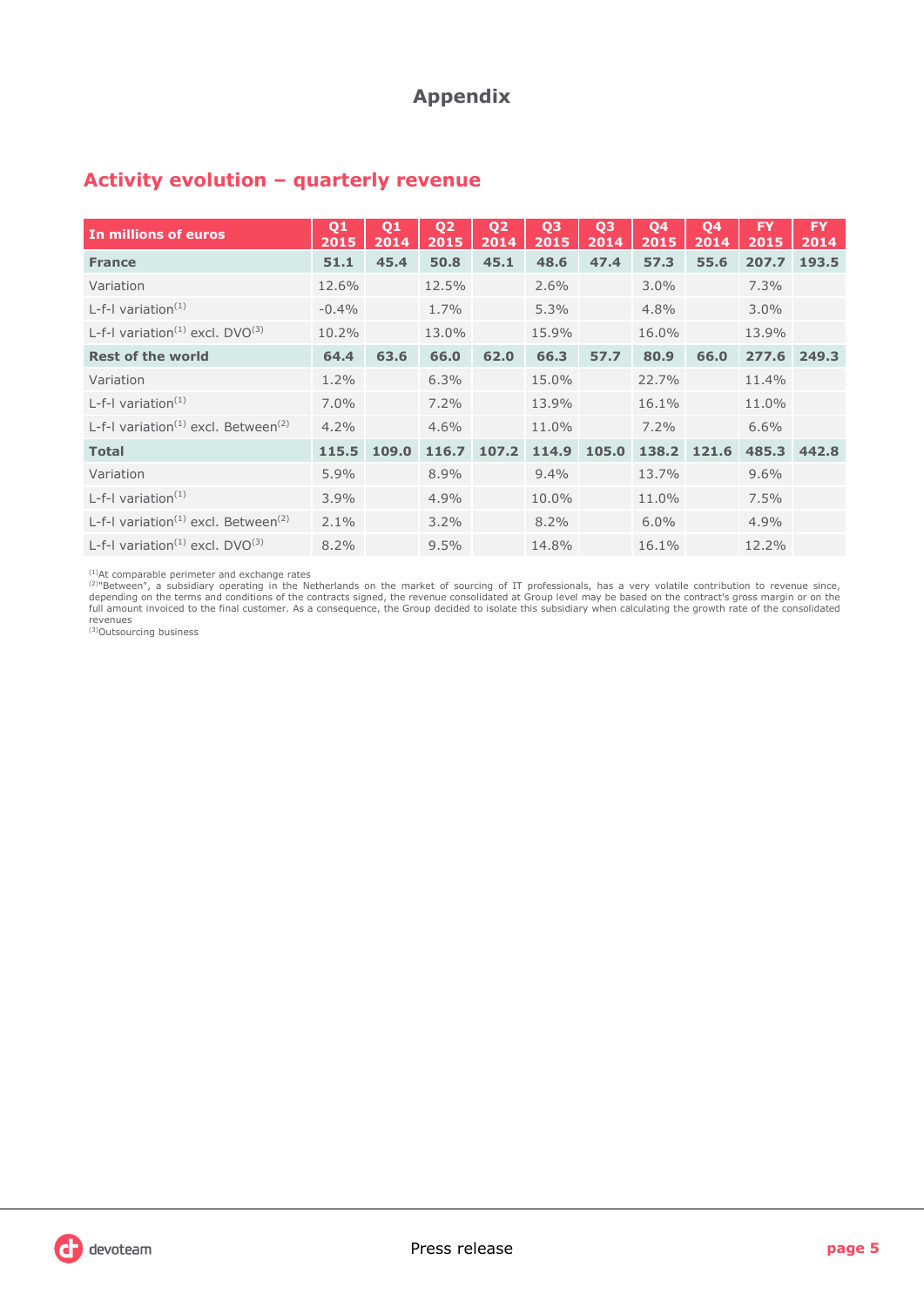# Appendix

## Activity evolution – quarterly revenue

| In millions of euros | Q1 2015 | Q1 2014 | Q2 2015 | Q2 2014 | Q3 2015 | Q3 2014 | Q4 2015 | Q4 2014 | FY 2015 | FY 2014 |
|---|---|---|---|---|---|---|---|---|---|---|
| **France** | **51.1** | **45.4** | **50.8** | **45.1** | **48.6** | **47.4** | **57.3** | **55.6** | **207.7** | **193.5** |
| Variation | 12.6% | | 12.5% | | 2.6% | | 3.0% | | 7.3% | |
| L-f-l variation[1] | -0.4% | | 1.7% | | 5.3% | | 4.8% | | 3.0% | |
| L-f-l variation[1] excl. DVO[3] | 10.2% | | 13.0% | | 15.9% | | 16.0% | | 13.9% | |
| **Rest of the world** | **64.4** | **63.6** | **66.0** | **62.0** | **66.3** | **57.7** | **80.9** | **66.0** | **277.6** | **249.3** |
| Variation | 1.2% | | 6.3% | | 15.0% | | 22.7% | | 11.4% | |
| L-f-l variation[1] | 7.0% | | 7.2% | | 13.9% | | 16.1% | | 11.0% | |
| L-f-l variation[1] excl. Between[2] | 4.2% | | 4.6% | | 11.0% | | 7.2% | | 6.6% | |
| **Total** | **115.5** | **109.0** | **116.7** | **107.2** | **114.9** | **105.0** | **138.2** | **121.6** | **485.3** | **442.8** |
| Variation | 5.9% | | 8.9% | | 9.4% | | 13.7% | | 9.6% | |
| L-f-l variation[1] | 3.9% | | 4.9% | | 10.0% | | 11.0% | | 7.5% | |
| L-f-l variation[1] excl. Between[2] | 2.1% | | 3.2% | | 8.2% | | 6.0% | | 4.9% | |
| L-f-l variation[1] excl. DVO[3] | 8.2% | | 9.5% | | 14.8% | | 16.1% | | 12.2% | |

[1]At comparable perimeter and exchange rates

[2]"Between", a subsidiary operating in the Netherlands on the market of sourcing of IT professionals, has a very volatile contribution to revenue since, depending on the terms and conditions of the contracts signed, the revenue consolidated at Group level may be based on the contract's gross margin or on the full amount invoiced to the final customer. As a consequence, the Group decided to isolate this subsidiary when calculating the growth rate of the consolidated revenues

[3]Outsourcing business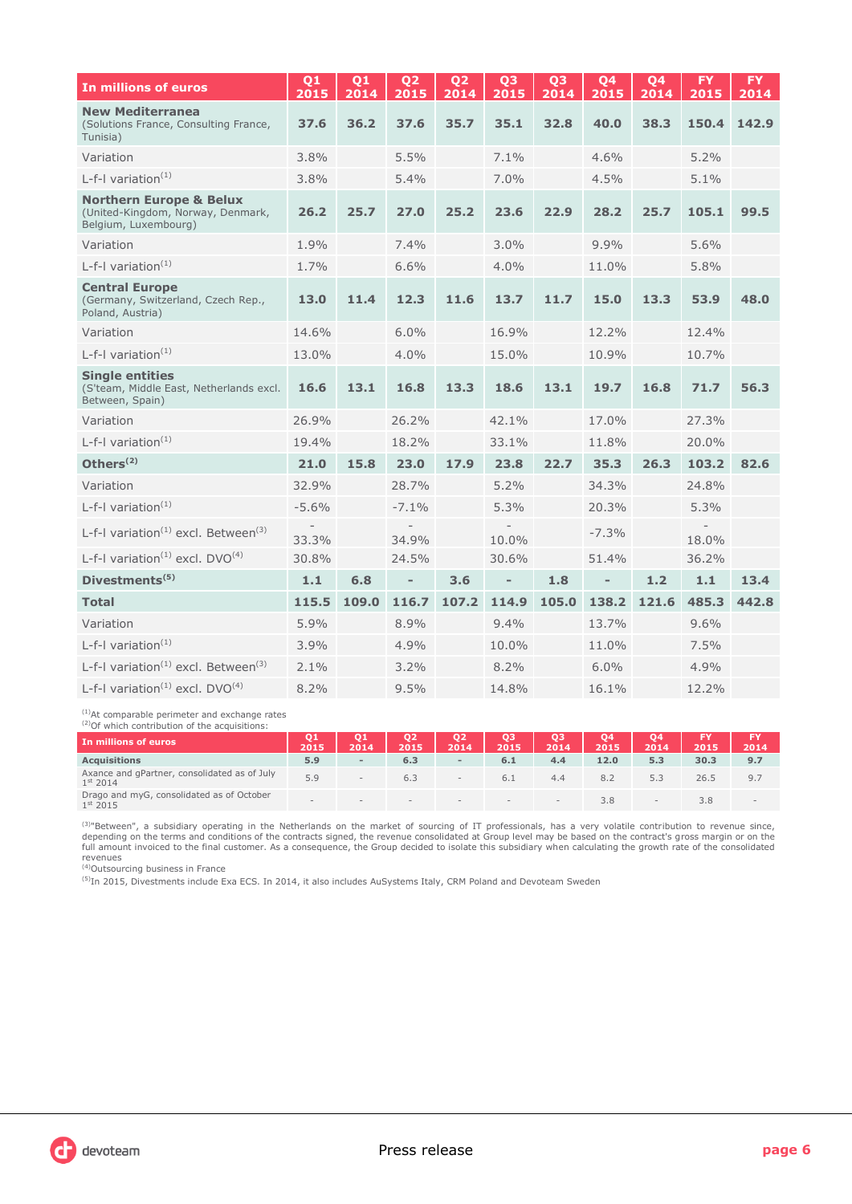| In millions of euros | Q1 2015 | Q1 2014 | Q2 2015 | Q2 2014 | Q3 2015 | Q3 2014 | Q4 2015 | Q4 2014 | FY 2015 | FY 2014 |
|---|---|---|---|---|---|---|---|---|---|---|
| **New Mediterranea** (Solutions France, Consulting France, Tunisia) | **37.6** | **36.2** | **37.6** | **35.7** | **35.1** | **32.8** | **40.0** | **38.3** | **150.4** | **142.9** |
| Variation | 3.8% | | 5.5% | | 7.1% | | 4.6% | | 5.2% | |
| L-f-l variation[1] | 3.8% | | 5.4% | | 7.0% | | 4.5% | | 5.1% | |
| **Northern Europe & Belux** (United-Kingdom, Norway, Denmark, Belgium, Luxembourg) | **26.2** | **25.7** | **27.0** | **25.2** | **23.6** | **22.9** | **28.2** | **25.7** | **105.1** | **99.5** |
| Variation | 1.9% | | 7.4% | | 3.0% | | 9.9% | | 5.6% | |
| L-f-l variation[1] | 1.7% | | 6.6% | | 4.0% | | 11.0% | | 5.8% | |
| **Central Europe** (Germany, Switzerland, Czech Rep., Poland, Austria) | **13.0** | **11.4** | **12.3** | **11.6** | **13.7** | **11.7** | **15.0** | **13.3** | **53.9** | **48.0** |
| Variation | 14.6% | | 6.0% | | 16.9% | | 12.2% | | 12.4% | |
| L-f-l variation[1] | 13.0% | | 4.0% | | 15.0% | | 10.9% | | 10.7% | |
| **Single entities** (S'team, Middle East, Netherlands excl. Between, Spain) | **16.6** | **13.1** | **16.8** | **13.3** | **18.6** | **13.1** | **19.7** | **16.8** | **71.7** | **56.3** |
| Variation | 26.9% | | 26.2% | | 42.1% | | 17.0% | | 27.3% | |
| L-f-l variation[1] | 19.4% | | 18.2% | | 33.1% | | 11.8% | | 20.0% | |
| **Others[2]** | **21.0** | **15.8** | **23.0** | **17.9** | **23.8** | **22.7** | **35.3** | **26.3** | **103.2** | **82.6** |
| Variation | 32.9% | | 28.7% | | 5.2% | | 34.3% | | 24.8% | |
| L-f-l variation[1] | -5.6% | | -7.1% | | 5.3% | | 20.3% | | 5.3% | |
| L-f-l variation[1] excl. Between[3] | -33.3% | | -34.9% | | -10.0% | | -7.3% | | -18.0% | |
| L-f-l variation[1] excl. DVO[4] | 30.8% | | 24.5% | | 30.6% | | 51.4% | | 36.2% | |
| **Divestments[5]** | **1.1** | **6.8** | **-** | **3.6** | **-** | **1.8** | **-** | **1.2** | **1.1** | **13.4** |
| **Total** | **115.5** | **109.0** | **116.7** | **107.2** | **114.9** | **105.0** | **138.2** | **121.6** | **485.3** | **442.8** |
| Variation | 5.9% | | 8.9% | | 9.4% | | 13.7% | | 9.6% | |
| L-f-l variation[1] | 3.9% | | 4.9% | | 10.0% | | 11.0% | | 7.5% | |
| L-f-l variation[1] excl. Between[3] | 2.1% | | 3.2% | | 8.2% | | 6.0% | | 4.9% | |
| L-f-l variation[1] excl. DVO[4] | 8.2% | | 9.5% | | 14.8% | | 16.1% | | 12.2% | |

[1]At comparable perimeter and exchange rates
[2]Of which contribution of the acquisitions:

| In millions of euros | Q1 2015 | Q1 2014 | Q2 2015 | Q2 2014 | Q3 2015 | Q3 2014 | Q4 2015 | Q4 2014 | FY 2015 | FY 2014 |
|---|---|---|---|---|---|---|---|---|---|---|
| **Acquisitions** | **5.9** | **-** | **6.3** | **-** | **6.1** | **4.4** | **12.0** | **5.3** | **30.3** | **9.7** |
| Axance and gPartner, consolidated as of July 1st 2014 | 5.9 | - | 6.3 | - | 6.1 | 4.4 | 8.2 | 5.3 | 26.5 | 9.7 |
| Drago and myG, consolidated as of October 1st 2015 | - | - | - | - | - | - | 3.8 | - | 3.8 | - |

[3]"Between", a subsidiary operating in the Netherlands on the market of sourcing of IT professionals, has a very volatile contribution to revenue since, depending on the terms and conditions of the contracts signed, the revenue consolidated at Group level may be based on the contract's gross margin or on the full amount invoiced to the final customer. As a consequence, the Group decided to isolate this subsidiary when calculating the growth rate of the consolidated revenues

[4]Outsourcing business in France

[5]In 2015, Divestments include Exa ECS. In 2014, it also includes AuSystems Italy, CRM Poland and Devoteam Sweden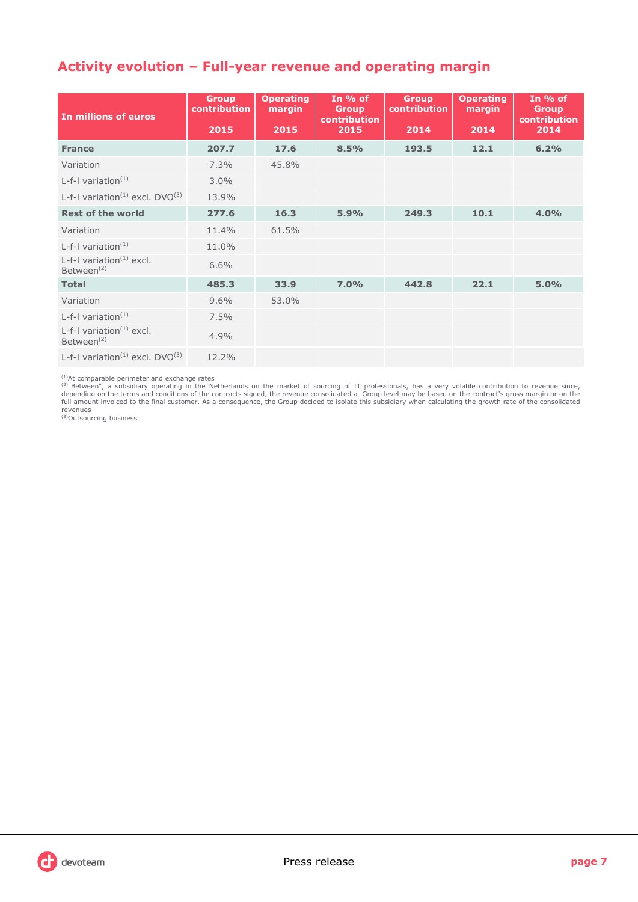## Activity evolution – Full-year revenue and operating margin

| In millions of euros | Group contribution 2015 | Operating margin 2015 | In % of Group contribution 2015 | Group contribution 2014 | Operating margin 2014 | In % of Group contribution 2014 |
|---|---|---|---|---|---|---|
| **France** | **207.7** | **17.6** | **8.5%** | **193.5** | **12.1** | **6.2%** |
| Variation | 7.3% | 45.8% | | | | |
| L-f-l variation[1] | 3.0% | | | | | |
| L-f-l variation[1] excl. DVO[3] | 13.9% | | | | | |
| **Rest of the world** | **277.6** | **16.3** | **5.9%** | **249.3** | **10.1** | **4.0%** |
| Variation | 11.4% | 61.5% | | | | |
| L-f-l variation[1] | 11.0% | | | | | |
| L-f-l variation[1] excl. Between[2] | 6.6% | | | | | |
| **Total** | **485.3** | **33.9** | **7.0%** | **442.8** | **22.1** | **5.0%** |
| Variation | 9.6% | 53.0% | | | | |
| L-f-l variation[1] | 7.5% | | | | | |
| L-f-l variation[1] excl. Between[2] | 4.9% | | | | | |
| L-f-l variation[1] excl. DVO[3] | 12.2% | | | | | |

[1]At comparable perimeter and exchange rates
[2]"Between", a subsidiary operating in the Netherlands on the market of sourcing of IT professionals, has a very volatile contribution to revenue since, depending on the terms and conditions of the contracts signed, the revenue consolidated at Group level may be based on the contract's gross margin or on the full amount invoiced to the final customer. As a consequence, the Group decided to isolate this subsidiary when calculating the growth rate of the consolidated revenues
[3]Outsourcing business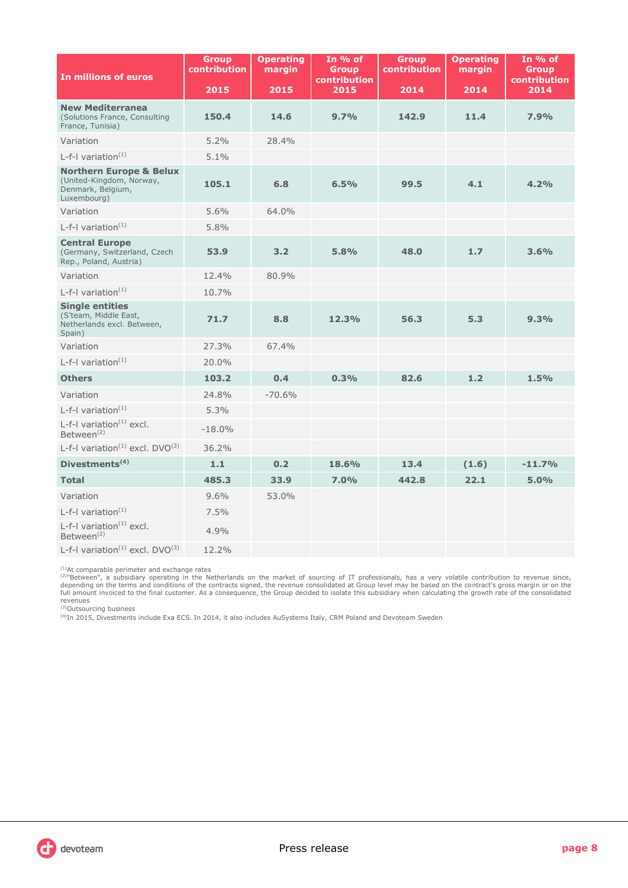| In millions of euros | Group contribution 2015 | Operating margin 2015 | In % of Group contribution 2015 | Group contribution 2014 | Operating margin 2014 | In % of Group contribution 2014 |
|---|---|---|---|---|---|---|
| **New Mediterranea** (Solutions France, Consulting France, Tunisia) | **150.4** | **14.6** | **9.7%** | **142.9** | **11.4** | **7.9%** |
| Variation | 5.2% | 28.4% | | | | |
| L-f-l variation[1] | 5.1% | | | | | |
| **Northern Europe & Belux** (United-Kingdom, Norway, Denmark, Belgium, Luxembourg) | **105.1** | **6.8** | **6.5%** | **99.5** | **4.1** | **4.2%** |
| Variation | 5.6% | 64.0% | | | | |
| L-f-l variation[1] | 5.8% | | | | | |
| **Central Europe** (Germany, Switzerland, Czech Rep., Poland, Austria) | **53.9** | **3.2** | **5.8%** | **48.0** | **1.7** | **3.6%** |
| Variation | 12.4% | 80.9% | | | | |
| L-f-l variation[1] | 10.7% | | | | | |
| **Single entities** (S'team, Middle East, Netherlands excl. Between, Spain) | **71.7** | **8.8** | **12.3%** | **56.3** | **5.3** | **9.3%** |
| Variation | 27.3% | 67.4% | | | | |
| L-f-l variation[1] | 20.0% | | | | | |
| **Others** | **103.2** | **0.4** | **0.3%** | **82.6** | **1.2** | **1.5%** |
| Variation | 24.8% | -70.6% | | | | |
| L-f-l variation[1] | 5.3% | | | | | |
| L-f-l variation[1] excl. Between[2] | -18.0% | | | | | |
| L-f-l variation[1] excl. DVO[3] | 36.2% | | | | | |
| **Divestments[4]** | **1.1** | **0.2** | **18.6%** | **13.4** | **(1.6)** | **-11.7%** |
| **Total** | **485.3** | **33.9** | **7.0%** | **442.8** | **22.1** | **5.0%** |
| Variation | 9.6% | 53.0% | | | | |
| L-f-l variation[1] | 7.5% | | | | | |
| L-f-l variation[1] excl. Between[2] | 4.9% | | | | | |
| L-f-l variation[1] excl. DVO[3] | 12.2% | | | | | |

[1]At comparable perimeter and exchange rates

[2]"Between", a subsidiary operating in the Netherlands on the market of sourcing of IT professionals, has a very volatile contribution to revenue since, depending on the terms and conditions of the contracts signed, the revenue consolidated at Group level may be based on the contract's gross margin or on the full amount invoiced to the final customer. As a consequence, the Group decided to isolate this subsidiary when calculating the growth rate of the consolidated revenues

[3]Outsourcing business

[4]In 2015, Divestments include Exa ECS. In 2014, it also includes AuSystems Italy, CRM Poland and Devoteam Sweden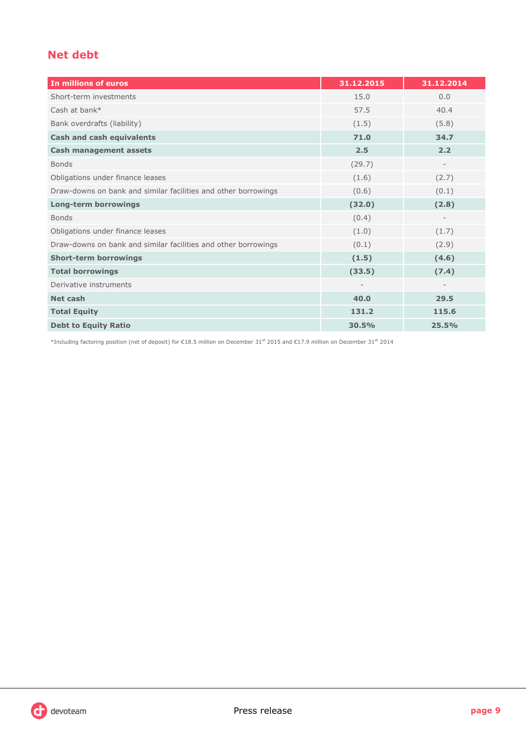## Net debt

| In millions of euros | 31.12.2015 | 31.12.2014 |
|---|---|---|
| Short-term investments | 15.0 | 0.0 |
| Cash at bank* | 57.5 | 40.4 |
| Bank overdrafts (liability) | (1.5) | (5.8) |
| **Cash and cash equivalents** | **71.0** | **34.7** |
| **Cash management assets** | **2.5** | **2.2** |
| Bonds | (29.7) | - |
| Obligations under finance leases | (1.6) | (2.7) |
| Draw-downs on bank and similar facilities and other borrowings | (0.6) | (0.1) |
| **Long-term borrowings** | **(32.0)** | **(2.8)** |
| Bonds | (0.4) | - |
| Obligations under finance leases | (1.0) | (1.7) |
| Draw-downs on bank and similar facilities and other borrowings | (0.1) | (2.9) |
| **Short-term borrowings** | **(1.5)** | **(4.6)** |
| **Total borrowings** | **(33.5)** | **(7.4)** |
| Derivative instruments | - | - |
| **Net cash** | **40.0** | **29.5** |
| **Total Equity** | **131.2** | **115.6** |
| **Debt to Equity Ratio** | **30.5%** | **25.5%** |

*Including factoring position (net of deposit) for €18.5 million on December 31st 2015 and €17.9 million on December 31st 2014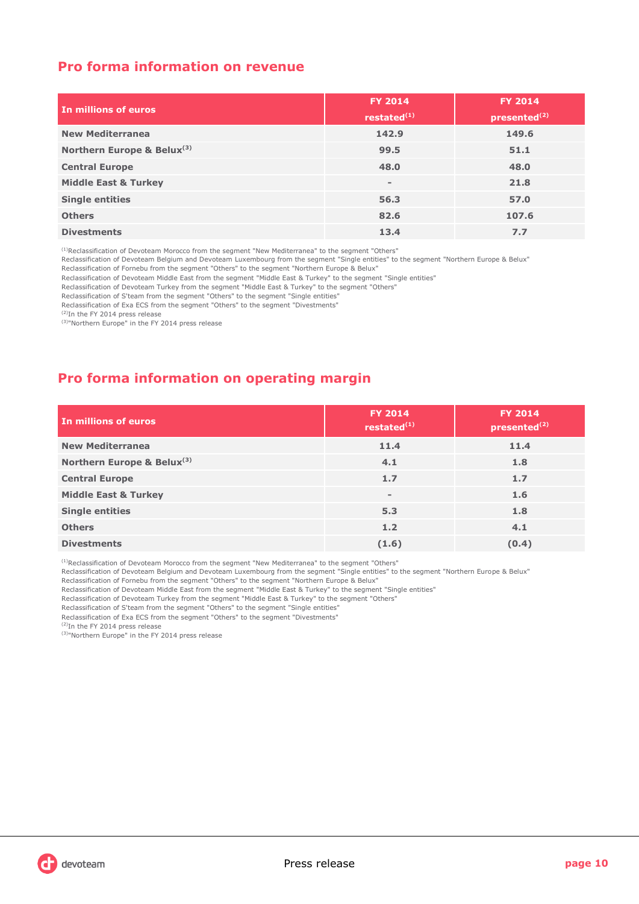## Pro forma information on revenue

| In millions of euros | FY 2014 restated[1] | FY 2014 presented[2] |
|---|---|---|
| **New Mediterranea** | 142.9 | 149.6 |
| **Northern Europe & Belux[3]** | 99.5 | 51.1 |
| **Central Europe** | 48.0 | 48.0 |
| **Middle East & Turkey** | - | 21.8 |
| **Single entities** | 56.3 | 57.0 |
| **Others** | 82.6 | 107.6 |
| **Divestments** | 13.4 | 7.7 |

[1]Reclassification of Devoteam Morocco from the segment "New Mediterranea" to the segment "Others"
Reclassification of Devoteam Belgium and Devoteam Luxembourg from the segment "Single entities" to the segment "Northern Europe & Belux"
Reclassification of Fornebu from the segment "Others" to the segment "Northern Europe & Belux"
Reclassification of Devoteam Middle East from the segment "Middle East & Turkey" to the segment "Single entities"
Reclassification of Devoteam Turkey from the segment "Middle East & Turkey" to the segment "Others"
Reclassification of S'team from the segment "Others" to the segment "Single entities"
Reclassification of Exa ECS from the segment "Others" to the segment "Divestments"
[2]In the FY 2014 press release
[3]"Northern Europe" in the FY 2014 press release

## Pro forma information on operating margin

| In millions of euros | FY 2014 restated[1] | FY 2014 presented[2] |
|---|---|---|
| **New Mediterranea** | 11.4 | 11.4 |
| **Northern Europe & Belux[3]** | 4.1 | 1.8 |
| **Central Europe** | 1.7 | 1.7 |
| **Middle East & Turkey** | - | 1.6 |
| **Single entities** | 5.3 | 1.8 |
| **Others** | 1.2 | 4.1 |
| **Divestments** | (1.6) | (0.4) |

[1]Reclassification of Devoteam Morocco from the segment "New Mediterranea" to the segment "Others"
Reclassification of Devoteam Belgium and Devoteam Luxembourg from the segment "Single entities" to the segment "Northern Europe & Belux"
Reclassification of Fornebu from the segment "Others" to the segment "Northern Europe & Belux"
Reclassification of Devoteam Middle East from the segment "Middle East & Turkey" to the segment "Single entities"
Reclassification of Devoteam Turkey from the segment "Middle East & Turkey" to the segment "Others"
Reclassification of S'team from the segment "Others" to the segment "Single entities"
Reclassification of Exa ECS from the segment "Others" to the segment "Divestments"
[2]In the FY 2014 press release
[3]"Northern Europe" in the FY 2014 press release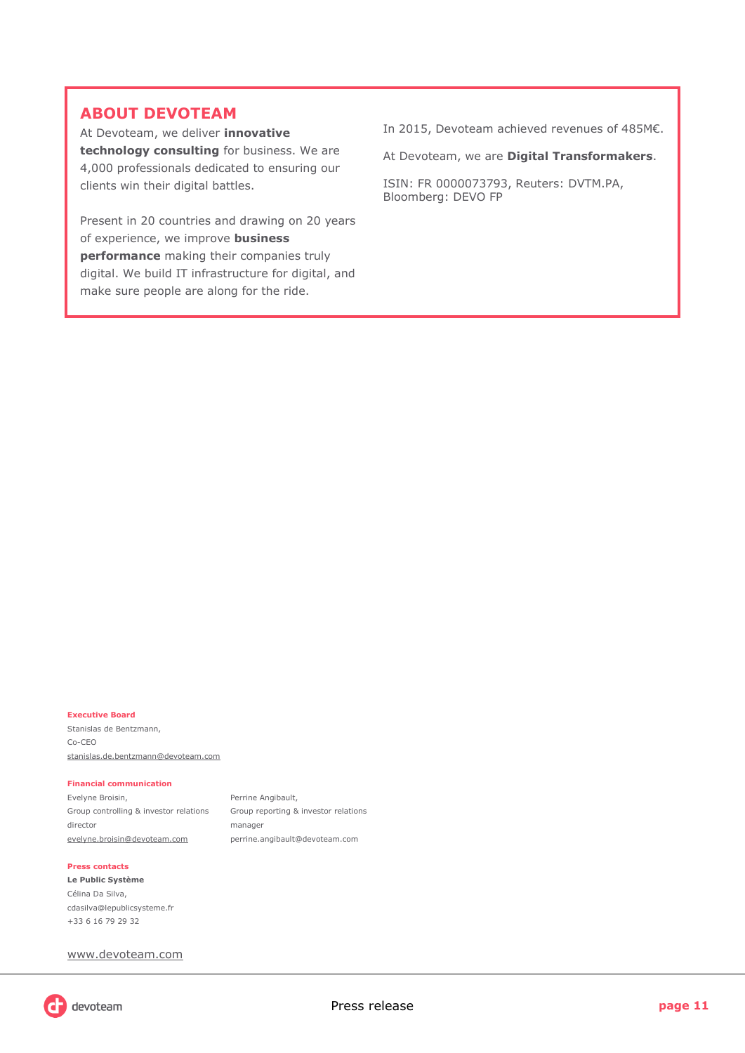## ABOUT DEVOTEAM

At Devoteam, we deliver **innovative technology consulting** for business. We are 4,000 professionals dedicated to ensuring our clients win their digital battles.

Present in 20 countries and drawing on 20 years of experience, we improve **business performance** making their companies truly digital. We build IT infrastructure for digital, and make sure people are along for the ride.

In 2015, Devoteam achieved revenues of 485M€.

At Devoteam, we are **Digital Transformakers**.

ISIN: FR 0000073793, Reuters: DVTM.PA, Bloomberg: DEVO FP

**Executive Board**
Stanislas de Bentzmann,
Co-CEO
stanislas.de.bentzmann@devoteam.com

**Financial communication**

Evelyne Broisin,
Group controlling & investor relations director
evelyne.broisin@devoteam.com

Perrine Angibault,
Group reporting & investor relations manager
perrine.angibault@devoteam.com

**Press contacts**
**Le Public Système**
Célina Da Silva,
cdasilva@lepublicsysteme.fr
+33 6 16 79 29 32

www.devoteam.com